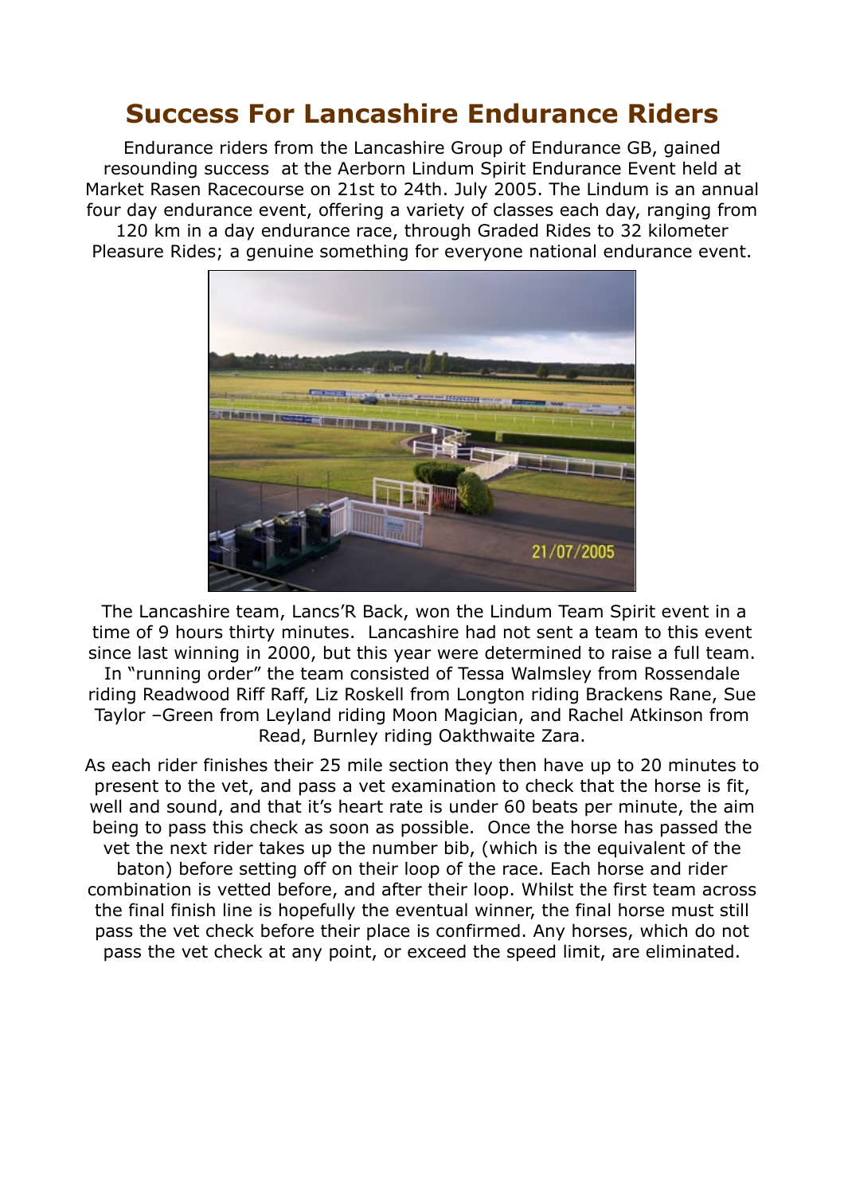# Success For Lancashire Endurance Riders

Endurance riders from the Lancashire Group of Endurance GB, gained resounding success at the Aerborn Lindum Spirit Endurance Event held at Market Rasen Racecourse on 21st to 24th. July 2005. The Lindum is an annual four day endurance event, offering a variety of classes each day, ranging from 120 km in a day endurance race, through Graded Rides to 32 kilometer Pleasure Rides; a genuine something for everyone national endurance event.

The Lancashire team, Lancs'R Back, won the Lindum Team Spirit event in a time of 9 hours thirty minutes. Lancashire had not sent a team to this event since last winning in 2000, but this year were determined to raise a full team. In "running order" the team consisted of Tessa Walmsley from Rossendale riding Readwood Riff Raff, Liz Roskell from Longton riding Brackens Rane, Sue Taylor –Green from Leyland riding Moon Magician, and Rachel Atkinson from Read, Burnley riding Oakthwaite Zara.

As each rider finishes their 25 mile section they then have up to 20 minutes to present to the vet, and pass a vet examination to check that the horse is fit, well and sound, and that it's heart rate is under 60 beats per minute, the aim being to pass this check as soon as possible. Once the horse has passed the vet the next rider takes up the number bib, (which is the equivalent of the baton) before setting off on their loop of the race. Each horse and rider combination is vetted before, and after their loop. Whilst the first team across the final finish line is hopefully the eventual winner, the final horse must still pass the vet check before their place is confirmed. Any horses, which do not pass the vet check at any point, or exceed the speed limit, are eliminated.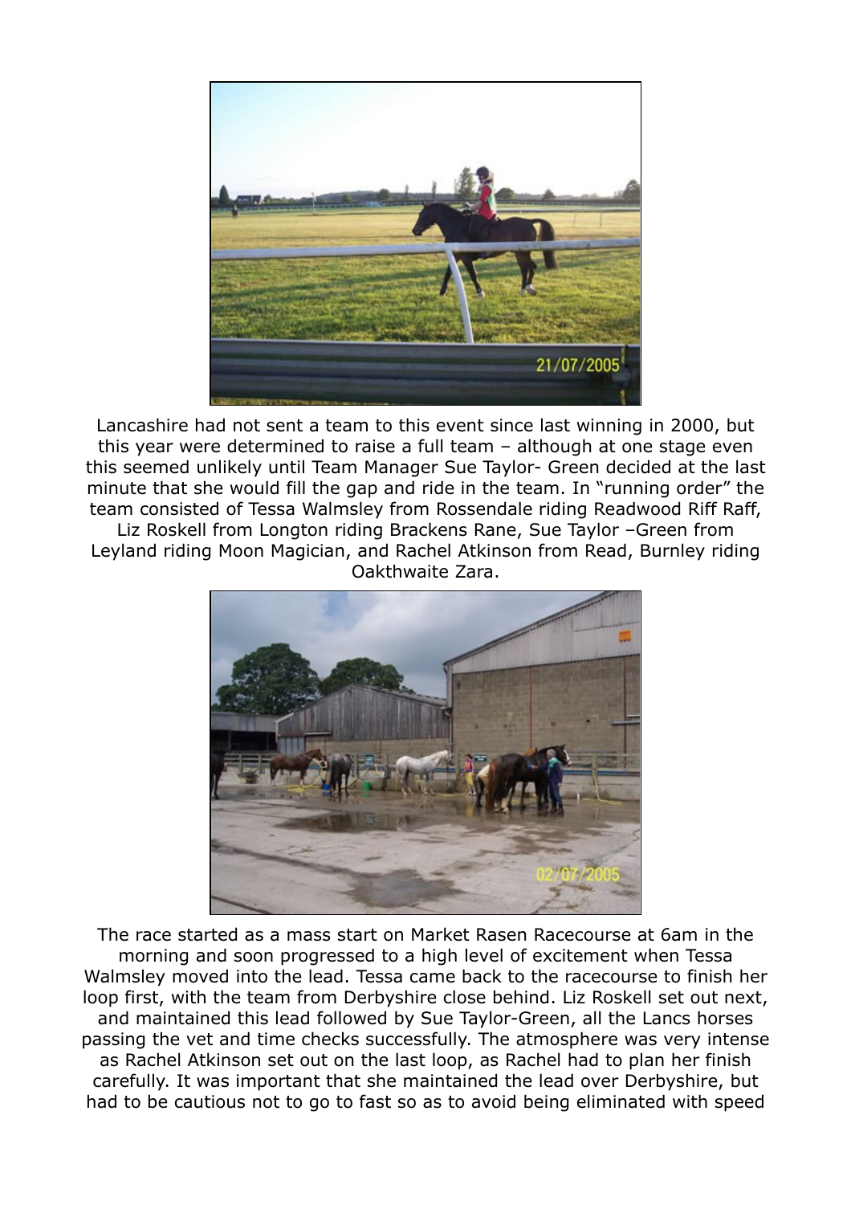Lancashire had not sent a team to this event since last winning in 2000, but this year were determined to raise a full team – although at one stage even this seemed unlikely until Team Manager Sue Taylor- Green decided at the last minute that she would fill the gap and ride in the team. In "running order" the team consisted of Tessa Walmsley from Rossendale riding Readwood Riff Raff, Liz Roskell from Longton riding Brackens Rane, Sue Taylor –Green from Leyland riding Moon Magician, and Rachel Atkinson from Read, Burnley riding Oakthwaite Zara.

The race started as a mass start on Market Rasen Racecourse at 6am in the morning and soon progressed to a high level of excitement when Tessa Walmsley moved into the lead. Tessa came back to the racecourse to finish her loop first, with the team from Derbyshire close behind. Liz Roskell set out next, and maintained this lead followed by Sue Taylor-Green, all the Lancs horses passing the vet and time checks successfully. The atmosphere was very intense as Rachel Atkinson set out on the last loop, as Rachel had to plan her finish carefully. It was important that she maintained the lead over Derbyshire, but had to be cautious not to go to fast so as to avoid being eliminated with speed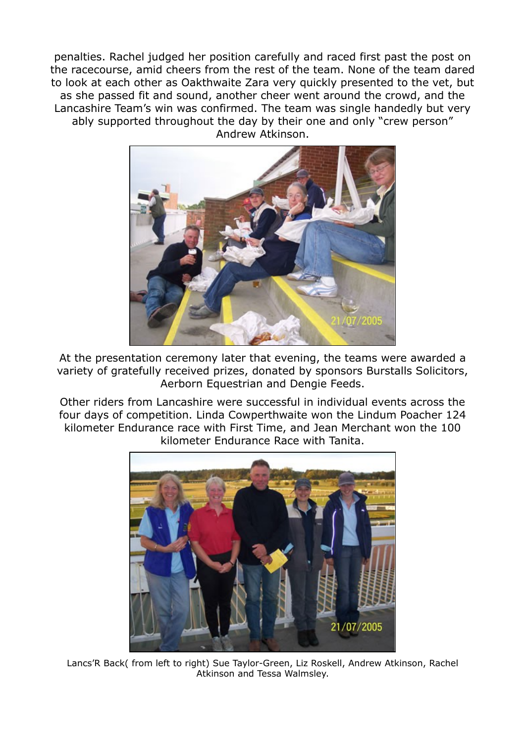penalties. Rachel judged her position carefully and raced first past the post on the racecourse, amid cheers from the rest of the team. None of the team dared to look at each other as Oakthwaite Zara very quickly presented to the vet, but as she passed fit and sound, another cheer went around the crowd, and the Lancashire Team's win was confirmed. The team was single handedly but very ably supported throughout the day by their one and only "crew person" Andrew Atkinson.

At the presentation ceremony later that evening, the teams were awarded a variety of gratefully received prizes, donated by sponsors Burstalls Solicitors, Aerborn Equestrian and Dengie Feeds.

Other riders from Lancashire were successful in individual events across the four days of competition. Linda Cowperthwaite won the Lindum Poacher 124 kilometer Endurance race with First Time, and Jean Merchant won the 100 kilometer Endurance Race with Tanita.

Lancs'R Back( from left to right) Sue Taylor-Green, Liz Roskell, Andrew Atkinson, Rachel Atkinson and Tessa Walmsley.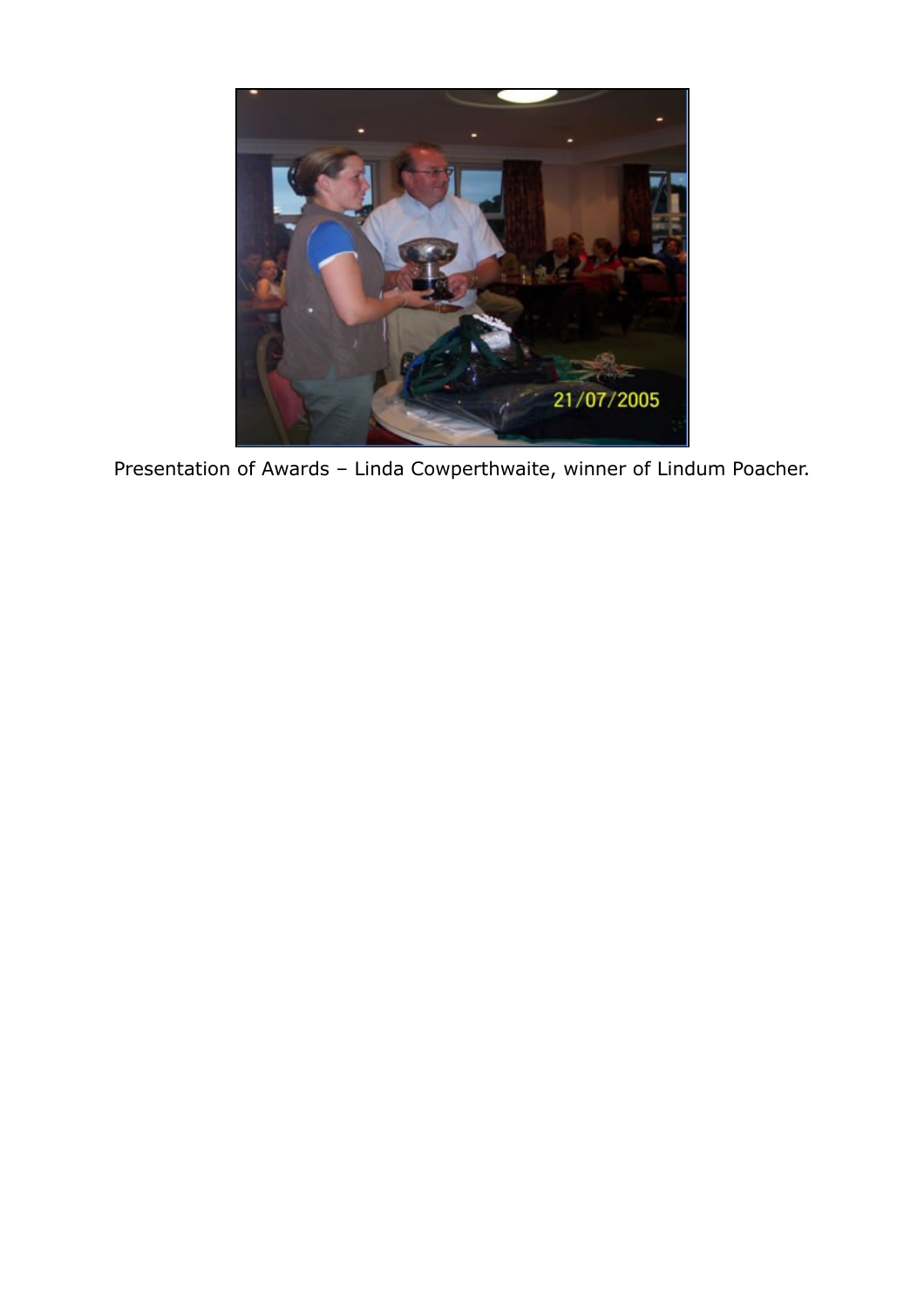Presentation of Awards – Linda Cowperthwaite, winner of Lindum Poacher.